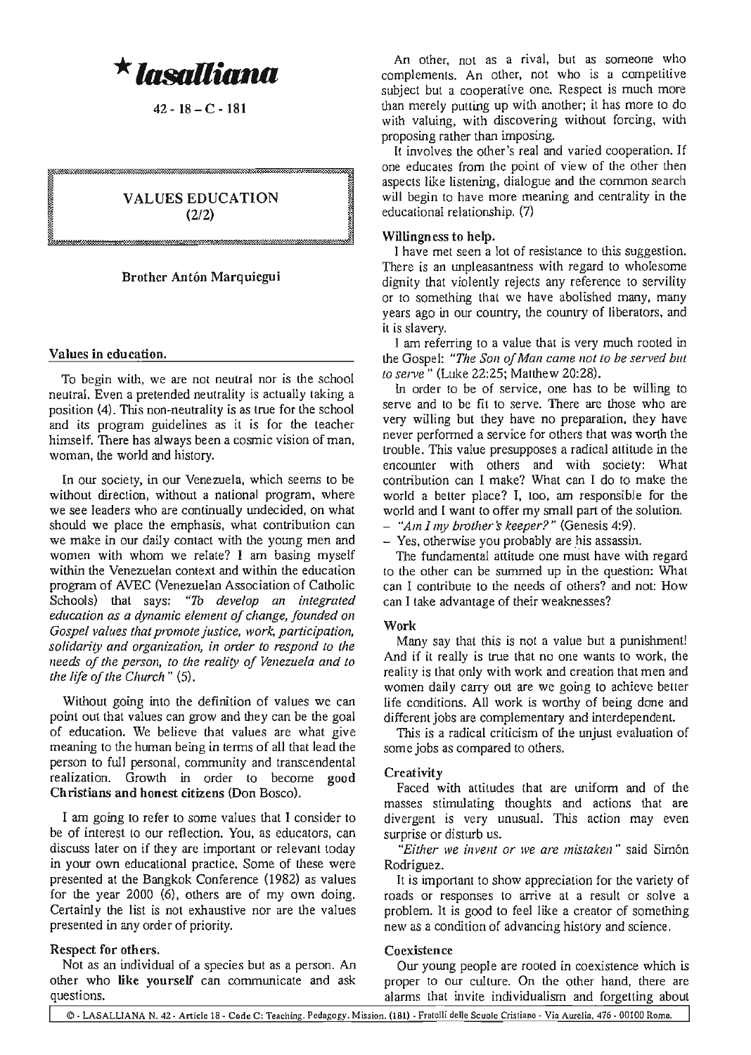# ★ lasalliana

42 - 18 – C - 181

## VALUES EDUCATION (2/2)

**Brother Antón Marquiegui**

### Values in education.

To begin with, we are not neutral nor is the school neutral. Even a pretended neutrality is actually taking a position (4). This non-neutrality is as true for the school and its program guidelines as it is for the teacher himself. There has always been a cosmic vision of man, woman, the world and history.

In our society, in our Venezuela, which seems to be without direction, without a national program, where we see leaders who are continually undecided, on what should we place the emphasis, what contribution can we make in our daily contact with the young men and women with whom we relate? I am basing myself within the Venezuelan context and within the education program of AVEC (Venezuelan Association of Catholic Schools) that says: *"To develop an integrated education as a dynamic element of change, founded on Gospel values that promote justice, work, participation, solidarity and organization, in order to respond to the needs of the person, to the reality of Venezuela and to the life of the Church"* (5).

Without going into the definition of values we can point out that values can grow and they can be the goal of education. We believe that values are what give meaning to the human being in terms of all that lead the person to full personal, community and transcendental realization. Growth in order to become **good Christians and honest citizens** (Don Bosco).

I am going to refer to some values that I consider to be of interest to our reflection. You, as educators, can discuss later on if they are important or relevant today in your own educational practice. Some of these were presented at the Bangkok Conference (1982) as values for the year 2000 (6), others are of my own doing. Certainly the list is not exhaustive nor are the values presented in any order of priority.

#### Respect for others.

Not as an individual of a species but as a person. An other who **like yourself** can communicate and ask questions.

An other, not as a rival, but as someone who complements. An other, not who is a competitive subject but a cooperative one. Respect is much more than merely putting up with another; it has more to do with valuing, with discovering without forcing, with proposing rather than imposing.

It involves the other's real and varied cooperation. If one educates from the point of view of the other then aspects like listening, dialogue and the common search will begin to have more meaning and centrality in the educational relationship. (7)

#### Willingness to help.

I have met seen a lot of resistance to this suggestion. There is an unpleasantness with regard to wholesome dignity that violently rejects any reference to servility or to something that we have abolished many, many years ago in our country, the country of liberators, and it is slavery.

I am referring to a value that is very much rooted in the Gospel: *"The Son of Man came not to be served but to serve"* (Luke 22:25; Matthew 20:28).

In order to be of service, one has to be willing to serve and to be fit to serve. There are those who are very willing but they have no preparation, they have never performed a service for others that was worth the trouble. This value presupposes a radical attitude in the encounter with others and with society: What contribution can I make? What can I do to make the world a better place? I, too, am responsible for the world and I want to offer my small part of the solution.

– *"Am I my brother's keeper?"* (Genesis 4:9).

– Yes, otherwise you probably are his assassin.

The fundamental attitude one must have with regard to the other can be summed up in the question: What can I contribute to the needs of others? and not: How can I take advantage of their weaknesses?

#### Work

Many say that this is not a value but a punishment! And if it really is true that no one wants to work, the reality is that only with work and creation that men and women daily carry out are we going to achieve better life conditions. All work is worthy of being done and different jobs are complementary and interdependent.

This is a radical criticism of the unjust evaluation of some jobs as compared to others.

#### Creativity

Faced with attitudes that are uniform and of the masses stimulating thoughts and actions that are divergent is very unusual. This action may even surprise or disturb us.

*"Either we invent or we are mistaken"* said Simón Rodríguez.

It is important to show appreciation for the variety of roads or responses to arrive at a result or solve a problem. It is good to feel like a creator of something new as a condition of advancing history and science.

#### Coexistence

Our young people are rooted in coexistence which is proper to our culture. On the other hand, there are alarms that invite individualism and forgetting about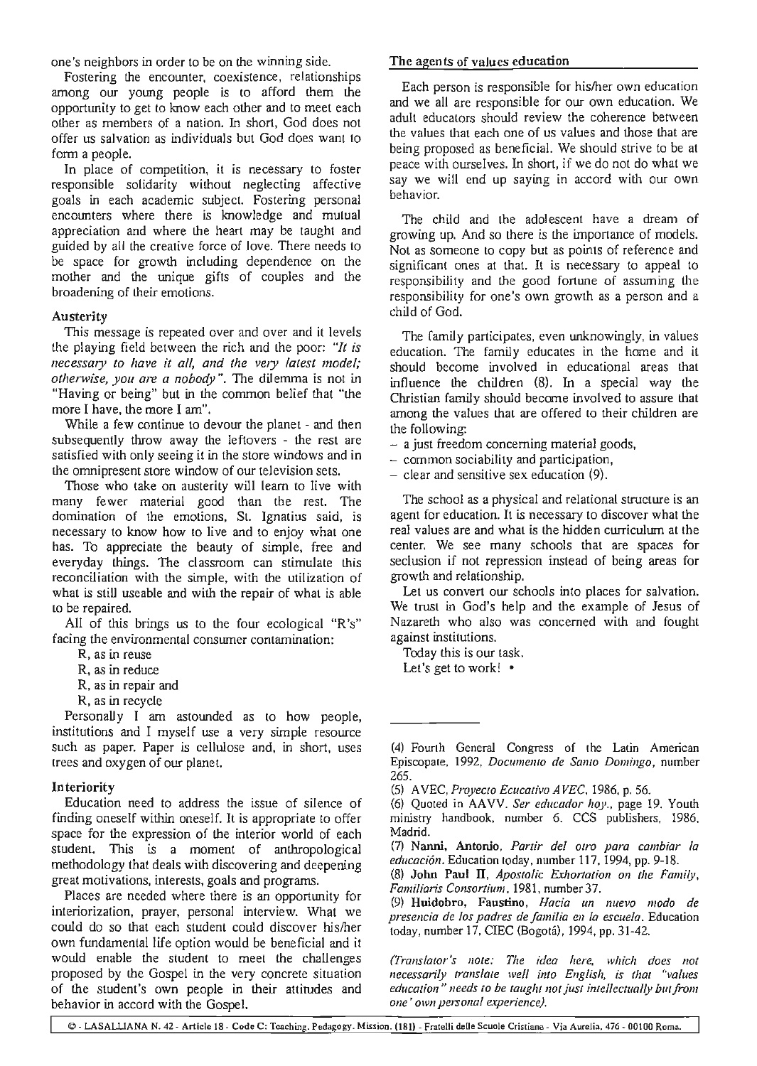one's neighbors in order to be on the winning side.

Fostering the encounter, coexistence, relationships among our young people is to afford them the opportunity to get to know each other and to meet each other as members of a nation. In short, God does not offer us salvation as individuals but God does want to form a people.

In place of competition, it is necessary to foster responsible solidarity without neglecting affective goals in each academic subject. Fostering personal encounters where there is knowledge and mutual appreciation and where the heart may be taught and guided by all the creative force of love. There needs to be space for growth including dependence on the mother and the unique gifts of couples and the broadening of their emotions.

### Austerity

This message is repeated over and over and it levels the playing field between the rich and the poor: *"It is necessary to have it all, and the very latest model; otherwise, you are a nobody"*. The dilemma is not in "Having or being" but in the common belief that "the more I have, the more I am".

While a few continue to devour the planet - and then subsequently throw away the leftovers - the rest are satisfied with only seeing it in the store windows and in the omnipresent store window of our television sets.

Those who take on austerity will learn to live with many fewer material good than the rest. The domination of the emotions, St. Ignatius said, is necessary to know how to live and to enjoy what one has. To appreciate the beauty of simple, free and everyday things. The classroom can stimulate this reconciliation with the simple, with the utilization of what is still useable and with the repair of what is able to be repaired.

All of this brings us to the four ecological "R's" facing the environmental consumer contamination:

R, as in reuse

R, as in reduce

R, as in repair and

R, as in recycle

Personally I am astounded as to how people, institutions and I myself use a very simple resource such as paper. Paper is cellulose and, in short, uses trees and oxygen of our planet.

### Interiority

Education need to address the issue of silence of finding oneself within oneself. It is appropriate to offer space for the expression of the interior world of each student. This is a moment of anthropological methodology that deals with discovering and deepening great motivations, interests, goals and programs.

Places are needed where there is an opportunity for interiorization, prayer, personal interview. What we could do so that each student could discover his/her own fundamental life option would be beneficial and it would enable the student to meet the challenges proposed by the Gospel in the very concrete situation of the student's own people in their attitudes and behavior in accord with the Gospel.

### The agents of values education

Each person is responsible for his/her own education and we all are responsible for our own education. We adult educators should review the coherence between the values that each one of us values and those that are being proposed as beneficial. We should strive to be at peace with ourselves. In short, if we do not do what we say we will end up saying in accord with our own behavior.

The child and the adolescent have a dream of growing up. And so there is the importance of models. Not as someone to copy but as points of reference and significant ones at that. It is necessary to appeal to responsibility and the good fortune of assuming the responsibility for one's own growth as a person and a child of God.

The family participates, even unknowingly, in values education. The family educates in the home and it should become involved in educational areas that influence the children (8). In a special way the Christian family should become involved to assure that among the values that are offered to their children are the following:

- a just freedom concerning material goods,
- common sociability and participation,
- clear and sensitive sex education (9).

The school as a physical and relational structure is an agent for education. It is necessary to discover what the real values are and what is the hidden curriculum at the center. We see many schools that are spaces for seclusion if not repression instead of being areas for growth and relationship.

Let us convert our schools into places for salvation. We trust in God's help and the example of Jesus of Nazareth who also was concerned with and fought against institutions.

Today this is our task.

Let's get to work! •

---

(4) Fourth General Congress of the Latin American Episcopate, 1992, *Documento de Santo Domingo*, number 265.

(5) AVEC, *Proyecto Ecucativo AVEC*, 1986, p. 56.

(6) Quoted in AAVV. *Ser educador hoy.*, page 19. Youth ministry handbook, number 6. CCS publishers, 1986, Madrid.

(7) **Nanni, Antonio**, *Partir del otro para cambiar la educación*. Education today, number 117, 1994, pp. 9-18.

(8) **John Paul II**, *Apostolic Exhortation on the Family, Familiaris Consortium*, 1981, number 37.

(9) **Huidobro, Faustino**, *Hacia un nuevo modo de presencia de los padres de familia en la escuela*. Education today, number 17, CIEC (Bogotá), 1994, pp. 31-42.

*(Translator's note: The idea here, which does not necessarily translate well into English, is that "values education" needs to be taught not just intellectually but from one' own personal experience).*